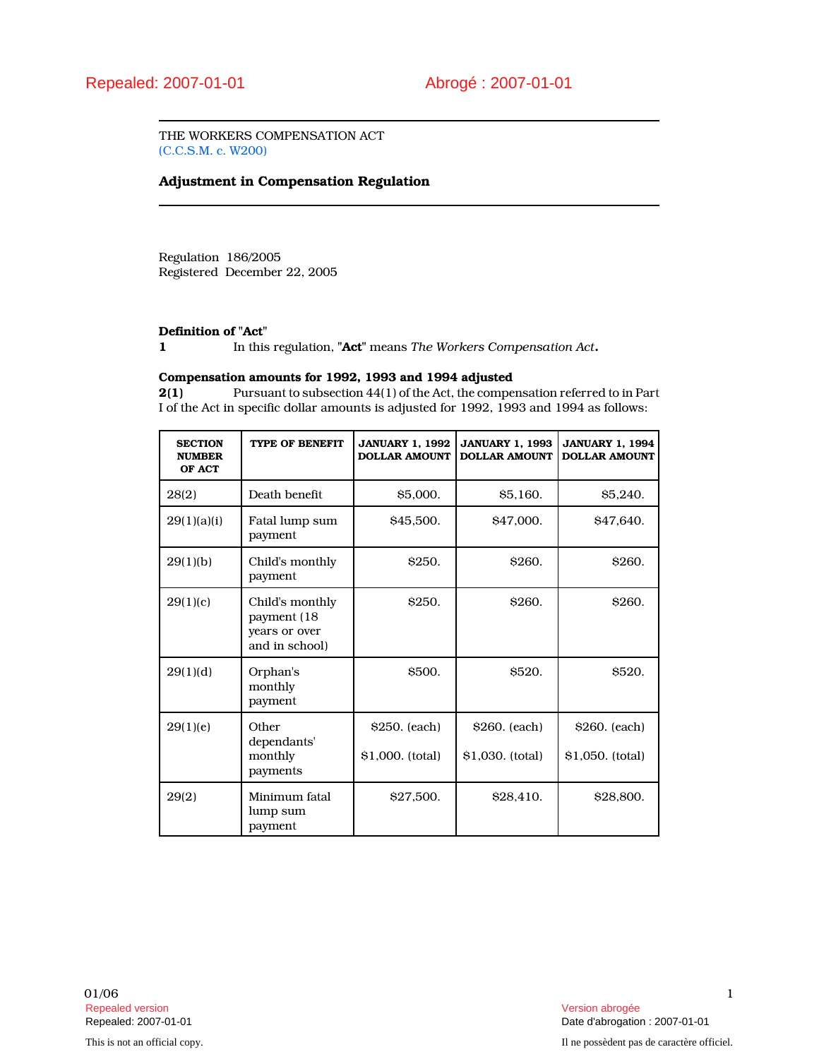Repealed: 2007-01-01 Abrogé : 2007-01-01

THE WORKERS COMPENSATION ACT
(C.C.S.M. c. W200)

## Adjustment in Compensation Regulation

Regulation 186/2005
Registered December 22, 2005

**Definition of "Act"**
**1** In this regulation, "**Act**" means *The Workers Compensation Act*.

**Compensation amounts for 1992, 1993 and 1994 adjusted**
**2(1)** Pursuant to subsection 44(1) of the Act, the compensation referred to in Part I of the Act in specific dollar amounts is adjusted for 1992, 1993 and 1994 as follows:

| SECTION NUMBER OF ACT | TYPE OF BENEFIT | JANUARY 1, 1992 DOLLAR AMOUNT | JANUARY 1, 1993 DOLLAR AMOUNT | JANUARY 1, 1994 DOLLAR AMOUNT |
|---|---|---|---|---|
| 28(2) | Death benefit | $5,000. | $5,160. | $5,240. |
| 29(1)(a)(i) | Fatal lump sum payment | $45,500. | $47,000. | $47,640. |
| 29(1)(b) | Child's monthly payment | $250. | $260. | $260. |
| 29(1)(c) | Child's monthly payment (18 years or over and in school) | $250. | $260. | $260. |
| 29(1)(d) | Orphan's monthly payment | $500. | $520. | $520. |
| 29(1)(e) | Other dependants' monthly payments | $250. (each) $1,000. (total) | $260. (each) $1,030. (total) | $260. (each) $1,050. (total) |
| 29(2) | Minimum fatal lump sum payment | $27,500. | $28,410. | $28,800. |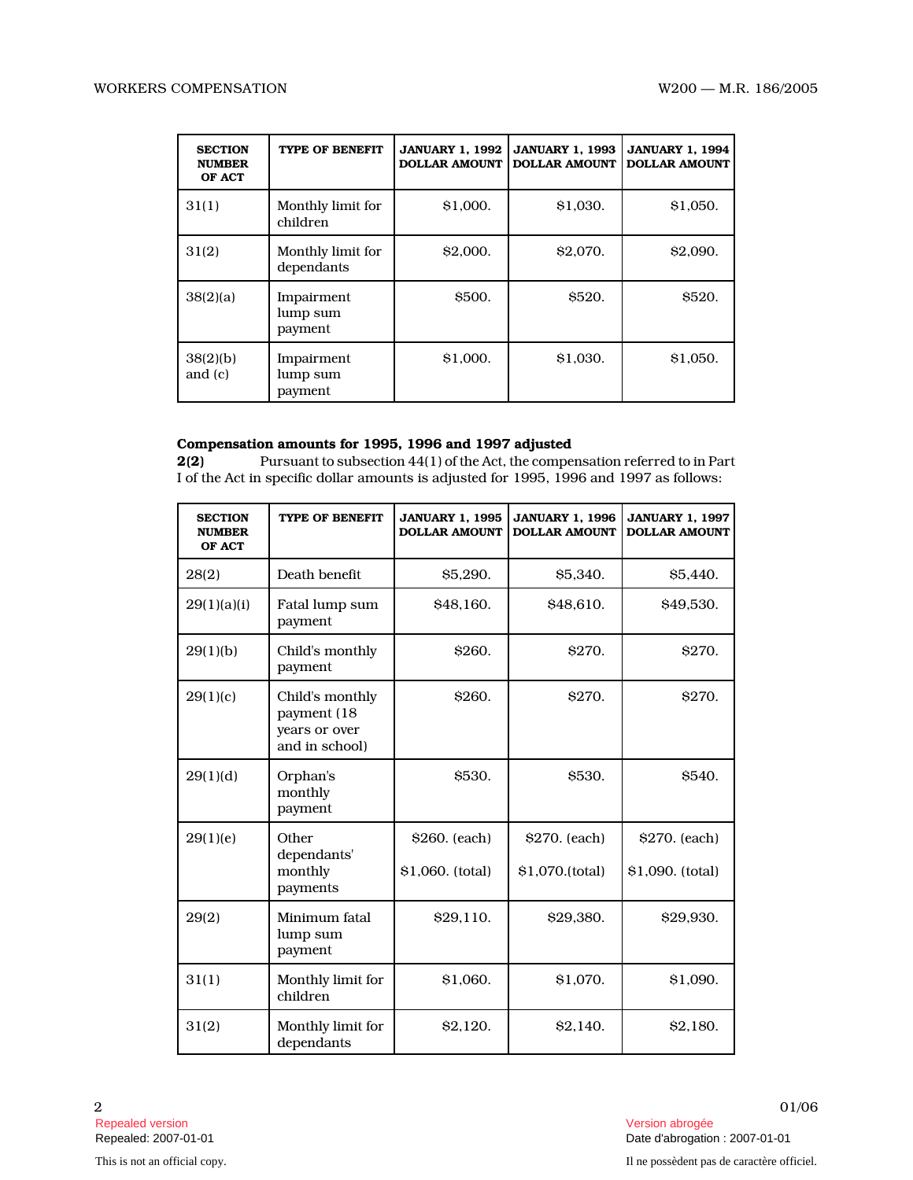| SECTION NUMBER OF ACT | TYPE OF BENEFIT | JANUARY 1, 1992 DOLLAR AMOUNT | JANUARY 1, 1993 DOLLAR AMOUNT | JANUARY 1, 1994 DOLLAR AMOUNT |
|---|---|---|---|---|
| 31(1) | Monthly limit for children | $1,000. | $1,030. | $1,050. |
| 31(2) | Monthly limit for dependants | $2,000. | $2,070. | $2,090. |
| 38(2)(a) | Impairment lump sum payment | $500. | $520. | $520. |
| 38(2)(b) and (c) | Impairment lump sum payment | $1,000. | $1,030. | $1,050. |

**Compensation amounts for 1995, 1996 and 1997 adjusted**

**2(2)** Pursuant to subsection 44(1) of the Act, the compensation referred to in Part I of the Act in specific dollar amounts is adjusted for 1995, 1996 and 1997 as follows:

| SECTION NUMBER OF ACT | TYPE OF BENEFIT | JANUARY 1, 1995 DOLLAR AMOUNT | JANUARY 1, 1996 DOLLAR AMOUNT | JANUARY 1, 1997 DOLLAR AMOUNT |
|---|---|---|---|---|
| 28(2) | Death benefit | $5,290. | $5,340. | $5,440. |
| 29(1)(a)(i) | Fatal lump sum payment | $48,160. | $48,610. | $49,530. |
| 29(1)(b) | Child's monthly payment | $260. | $270. | $270. |
| 29(1)(c) | Child's monthly payment (18 years or over and in school) | $260. | $270. | $270. |
| 29(1)(d) | Orphan's monthly payment | $530. | $530. | $540. |
| 29(1)(e) | Other dependants' monthly payments | $260. (each) $1,060. (total) | $270. (each) $1,070.(total) | $270. (each) $1,090. (total) |
| 29(2) | Minimum fatal lump sum payment | $29,110. | $29,380. | $29,930. |
| 31(1) | Monthly limit for children | $1,060. | $1,070. | $1,090. |
| 31(2) | Monthly limit for dependants | $2,120. | $2,140. | $2,180. |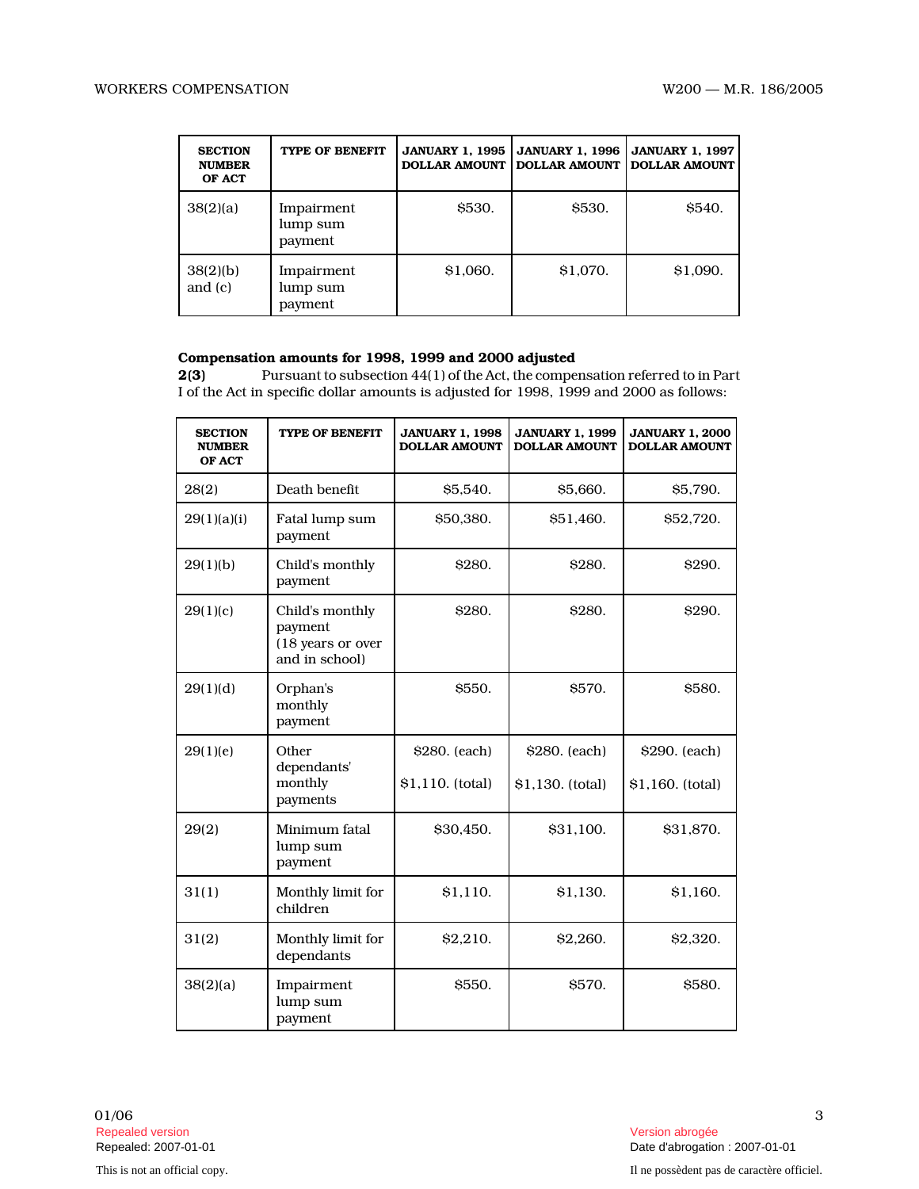| SECTION NUMBER OF ACT | TYPE OF BENEFIT | JANUARY 1, 1995 DOLLAR AMOUNT | JANUARY 1, 1996 DOLLAR AMOUNT | JANUARY 1, 1997 DOLLAR AMOUNT |
|---|---|---|---|---|
| 38(2)(a) | Impairment lump sum payment | $530. | $530. | $540. |
| 38(2)(b) and (c) | Impairment lump sum payment | $1,060. | $1,070. | $1,090. |

**Compensation amounts for 1998, 1999 and 2000 adjusted**

**2(3)** Pursuant to subsection 44(1) of the Act, the compensation referred to in Part I of the Act in specific dollar amounts is adjusted for 1998, 1999 and 2000 as follows:

| SECTION NUMBER OF ACT | TYPE OF BENEFIT | JANUARY 1, 1998 DOLLAR AMOUNT | JANUARY 1, 1999 DOLLAR AMOUNT | JANUARY 1, 2000 DOLLAR AMOUNT |
|---|---|---|---|---|
| 28(2) | Death benefit | $5,540. | $5,660. | $5,790. |
| 29(1)(a)(i) | Fatal lump sum payment | $50,380. | $51,460. | $52,720. |
| 29(1)(b) | Child's monthly payment | $280. | $280. | $290. |
| 29(1)(c) | Child's monthly payment (18 years or over and in school) | $280. | $280. | $290. |
| 29(1)(d) | Orphan's monthly payment | $550. | $570. | $580. |
| 29(1)(e) | Other dependants' monthly payments | $280. (each) $1,110. (total) | $280. (each) $1,130. (total) | $290. (each) $1,160. (total) |
| 29(2) | Minimum fatal lump sum payment | $30,450. | $31,100. | $31,870. |
| 31(1) | Monthly limit for children | $1,110. | $1,130. | $1,160. |
| 31(2) | Monthly limit for dependants | $2,210. | $2,260. | $2,320. |
| 38(2)(a) | Impairment lump sum payment | $550. | $570. | $580. |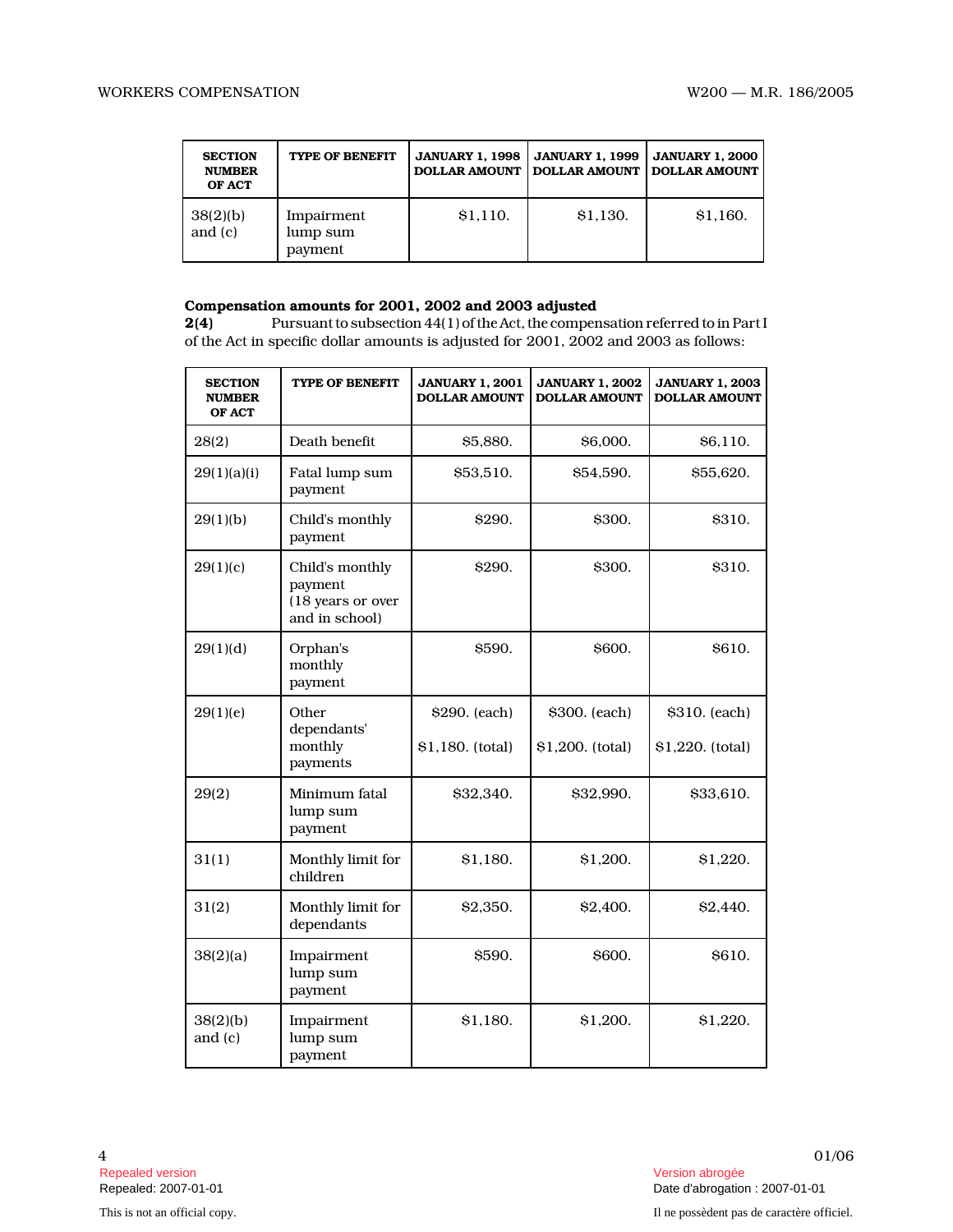| SECTION NUMBER OF ACT | TYPE OF BENEFIT | JANUARY 1, 1998 DOLLAR AMOUNT | JANUARY 1, 1999 DOLLAR AMOUNT | JANUARY 1, 2000 DOLLAR AMOUNT |
|---|---|---|---|---|
| 38(2)(b) and (c) | Impairment lump sum payment | $1,110. | $1,130. | $1,160. |

**Compensation amounts for 2001, 2002 and 2003 adjusted**

**2(4)** Pursuant to subsection 44(1) of the Act, the compensation referred to in Part I of the Act in specific dollar amounts is adjusted for 2001, 2002 and 2003 as follows:

| SECTION NUMBER OF ACT | TYPE OF BENEFIT | JANUARY 1, 2001 DOLLAR AMOUNT | JANUARY 1, 2002 DOLLAR AMOUNT | JANUARY 1, 2003 DOLLAR AMOUNT |
|---|---|---|---|---|
| 28(2) | Death benefit | $5,880. | $6,000. | $6,110. |
| 29(1)(a)(i) | Fatal lump sum payment | $53,510. | $54,590. | $55,620. |
| 29(1)(b) | Child's monthly payment | $290. | $300. | $310. |
| 29(1)(c) | Child's monthly payment (18 years or over and in school) | $290. | $300. | $310. |
| 29(1)(d) | Orphan's monthly payment | $590. | $600. | $610. |
| 29(1)(e) | Other dependants' monthly payments | $290. (each) $1,180. (total) | $300. (each) $1,200. (total) | $310. (each) $1,220. (total) |
| 29(2) | Minimum fatal lump sum payment | $32,340. | $32,990. | $33,610. |
| 31(1) | Monthly limit for children | $1,180. | $1,200. | $1,220. |
| 31(2) | Monthly limit for dependants | $2,350. | $2,400. | $2,440. |
| 38(2)(a) | Impairment lump sum payment | $590. | $600. | $610. |
| 38(2)(b) and (c) | Impairment lump sum payment | $1,180. | $1,200. | $1,220. |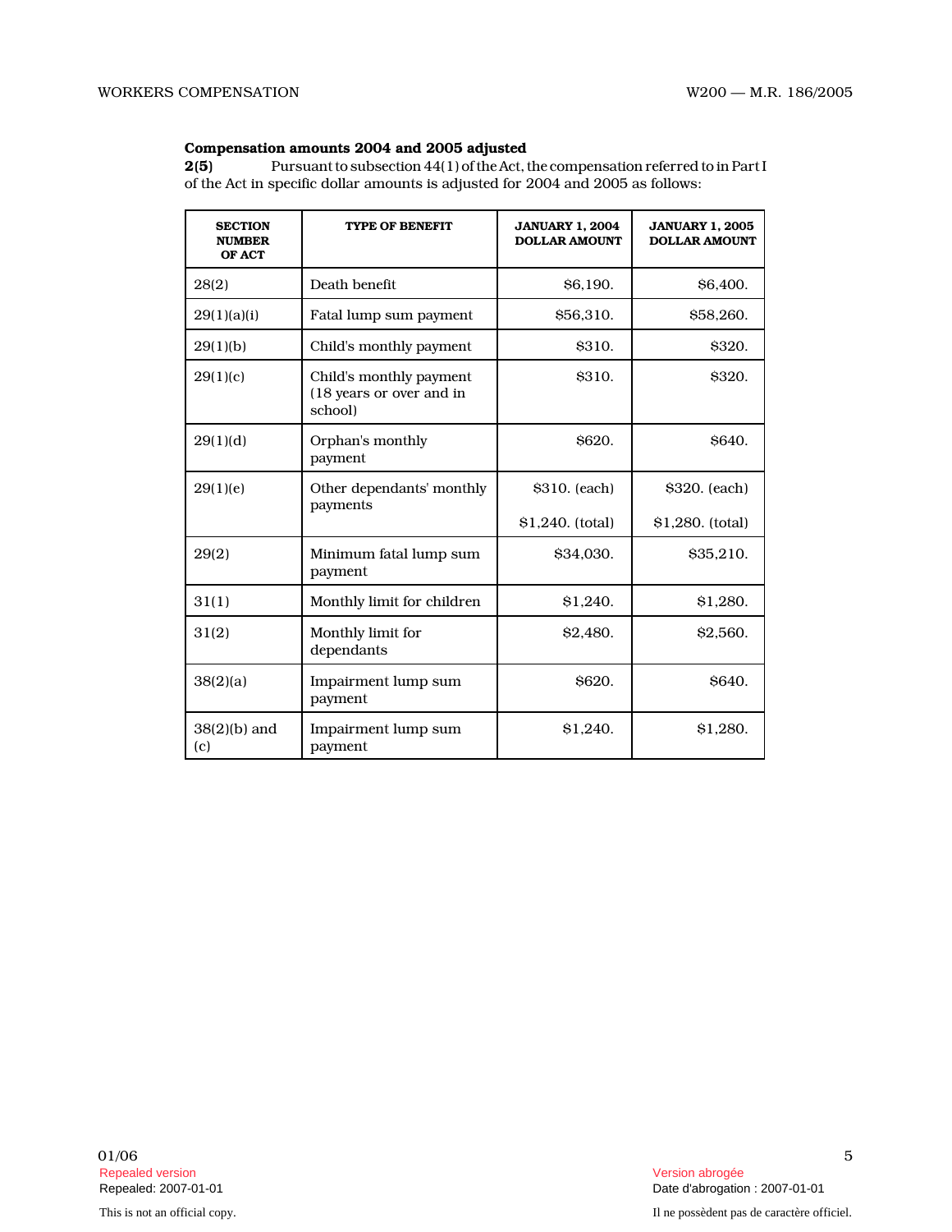**Compensation amounts 2004 and 2005 adjusted**

**2(5)** Pursuant to subsection 44(1) of the Act, the compensation referred to in Part I of the Act in specific dollar amounts is adjusted for 2004 and 2005 as follows:

| SECTION NUMBER OF ACT | TYPE OF BENEFIT | JANUARY 1, 2004 DOLLAR AMOUNT | JANUARY 1, 2005 DOLLAR AMOUNT |
|---|---|---|---|
| 28(2) | Death benefit | $6,190. | $6,400. |
| 29(1)(a)(i) | Fatal lump sum payment | $56,310. | $58,260. |
| 29(1)(b) | Child's monthly payment | $310. | $320. |
| 29(1)(c) | Child's monthly payment (18 years or over and in school) | $310. | $320. |
| 29(1)(d) | Orphan's monthly payment | $620. | $640. |
| 29(1)(e) | Other dependants' monthly payments | $310. (each)<br>$1,240. (total) | $320. (each)<br>$1,280. (total) |
| 29(2) | Minimum fatal lump sum payment | $34,030. | $35,210. |
| 31(1) | Monthly limit for children | $1,240. | $1,280. |
| 31(2) | Monthly limit for dependants | $2,480. | $2,560. |
| 38(2)(a) | Impairment lump sum payment | $620. | $640. |
| 38(2)(b) and (c) | Impairment lump sum payment | $1,240. | $1,280. |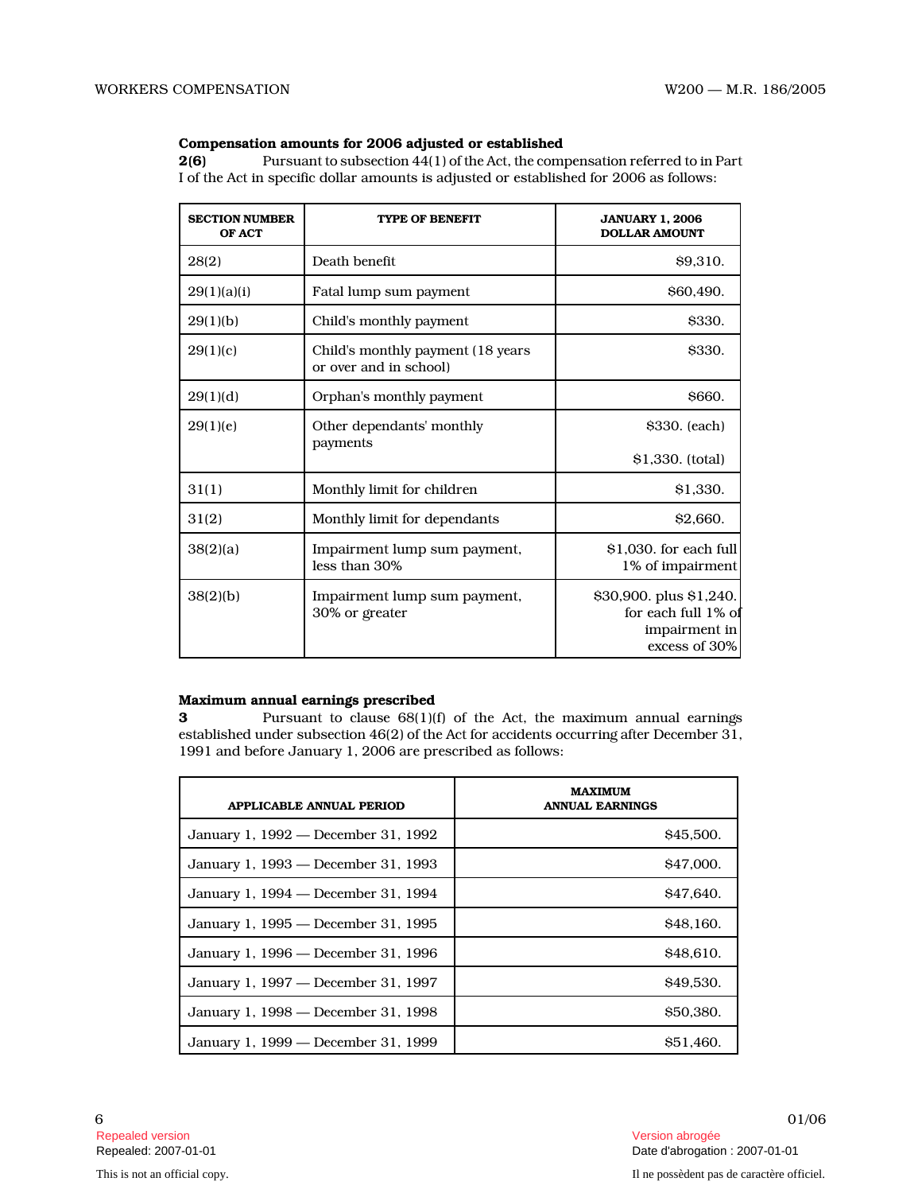**Compensation amounts for 2006 adjusted or established**

**2(6)** Pursuant to subsection 44(1) of the Act, the compensation referred to in Part I of the Act in specific dollar amounts is adjusted or established for 2006 as follows:

| SECTION NUMBER OF ACT | TYPE OF BENEFIT | JANUARY 1, 2006 DOLLAR AMOUNT |
|---|---|---|
| 28(2) | Death benefit | $9,310. |
| 29(1)(a)(i) | Fatal lump sum payment | $60,490. |
| 29(1)(b) | Child's monthly payment | $330. |
| 29(1)(c) | Child's monthly payment (18 years or over and in school) | $330. |
| 29(1)(d) | Orphan's monthly payment | $660. |
| 29(1)(e) | Other dependants' monthly payments | $330. (each)<br>$1,330. (total) |
| 31(1) | Monthly limit for children | $1,330. |
| 31(2) | Monthly limit for dependants | $2,660. |
| 38(2)(a) | Impairment lump sum payment, less than 30% | $1,030. for each full 1% of impairment |
| 38(2)(b) | Impairment lump sum payment, 30% or greater | $30,900. plus $1,240. for each full 1% of impairment in excess of 30% |

**Maximum annual earnings prescribed**

**3** Pursuant to clause 68(1)(f) of the Act, the maximum annual earnings established under subsection 46(2) of the Act for accidents occurring after December 31, 1991 and before January 1, 2006 are prescribed as follows:

| APPLICABLE ANNUAL PERIOD | MAXIMUM ANNUAL EARNINGS |
|---|---|
| January 1, 1992 — December 31, 1992 | $45,500. |
| January 1, 1993 — December 31, 1993 | $47,000. |
| January 1, 1994 — December 31, 1994 | $47,640. |
| January 1, 1995 — December 31, 1995 | $48,160. |
| January 1, 1996 — December 31, 1996 | $48,610. |
| January 1, 1997 — December 31, 1997 | $49,530. |
| January 1, 1998 — December 31, 1998 | $50,380. |
| January 1, 1999 — December 31, 1999 | $51,460. |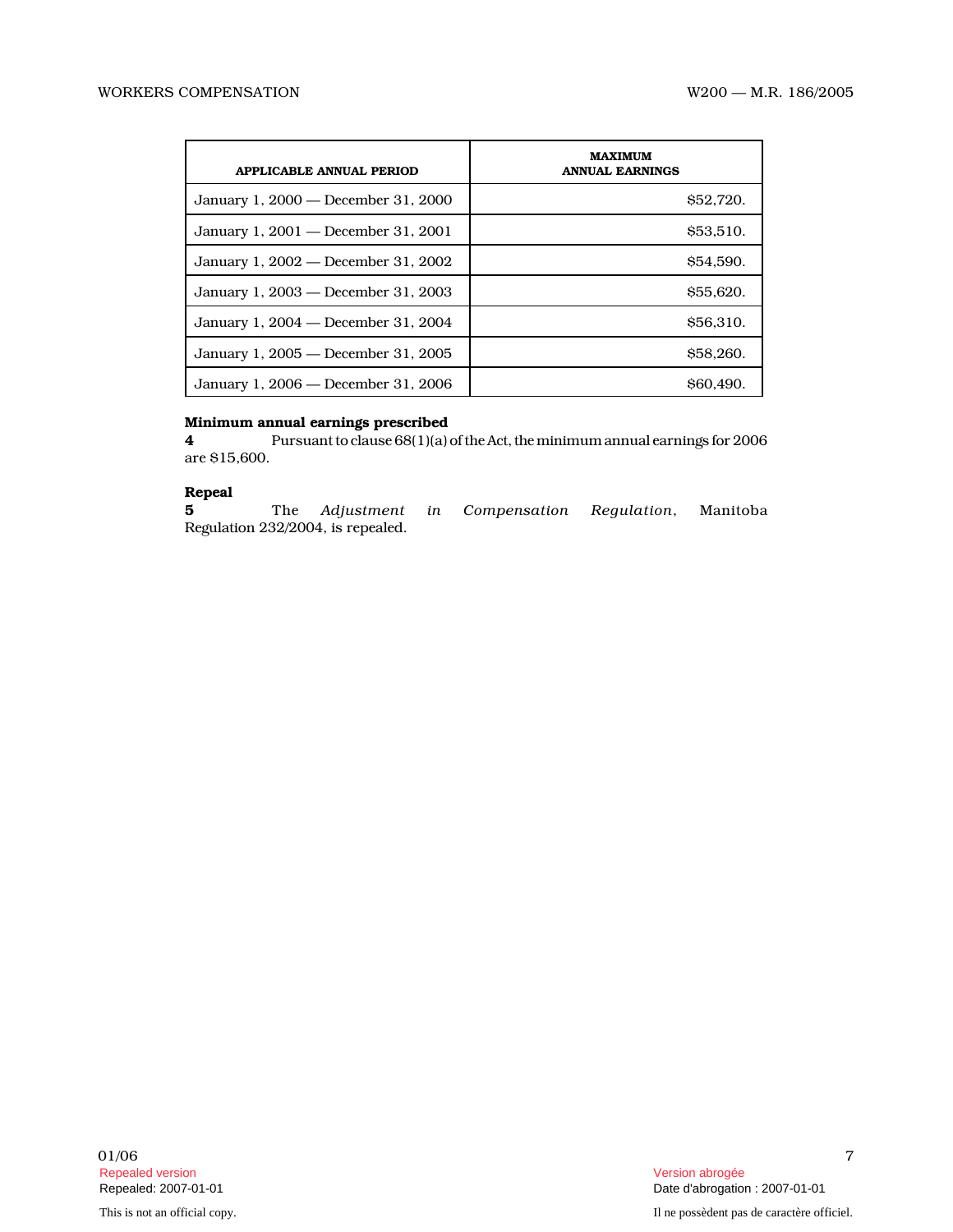| APPLICABLE ANNUAL PERIOD | MAXIMUM ANNUAL EARNINGS |
| --- | --- |
| January 1, 2000 — December 31, 2000 | $52,720. |
| January 1, 2001 — December 31, 2001 | $53,510. |
| January 1, 2002 — December 31, 2002 | $54,590. |
| January 1, 2003 — December 31, 2003 | $55,620. |
| January 1, 2004 — December 31, 2004 | $56,310. |
| January 1, 2005 — December 31, 2005 | $58,260. |
| January 1, 2006 — December 31, 2006 | $60,490. |

**Minimum annual earnings prescribed**

**4** Pursuant to clause 68(1)(a) of the Act, the minimum annual earnings for 2006 are $15,600.

**Repeal**

**5** The *Adjustment in Compensation Regulation*, Manitoba Regulation 232/2004, is repealed.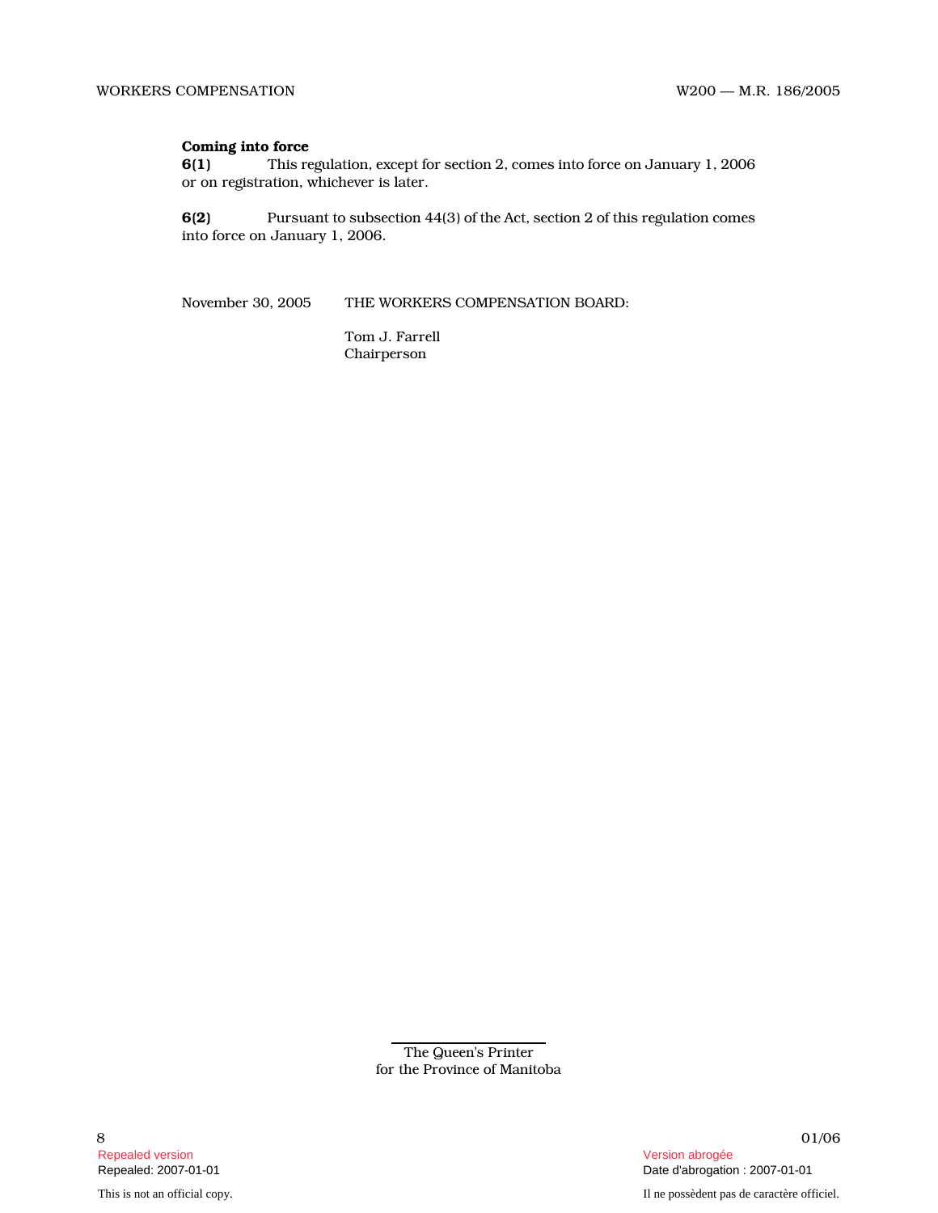**Coming into force**

**6(1)** This regulation, except for section 2, comes into force on January 1, 2006 or on registration, whichever is later.

**6(2)** Pursuant to subsection 44(3) of the Act, section 2 of this regulation comes into force on January 1, 2006.

November 30, 2005 THE WORKERS COMPENSATION BOARD:

Tom J. Farrell
Chairperson

The Queen's Printer
for the Province of Manitoba